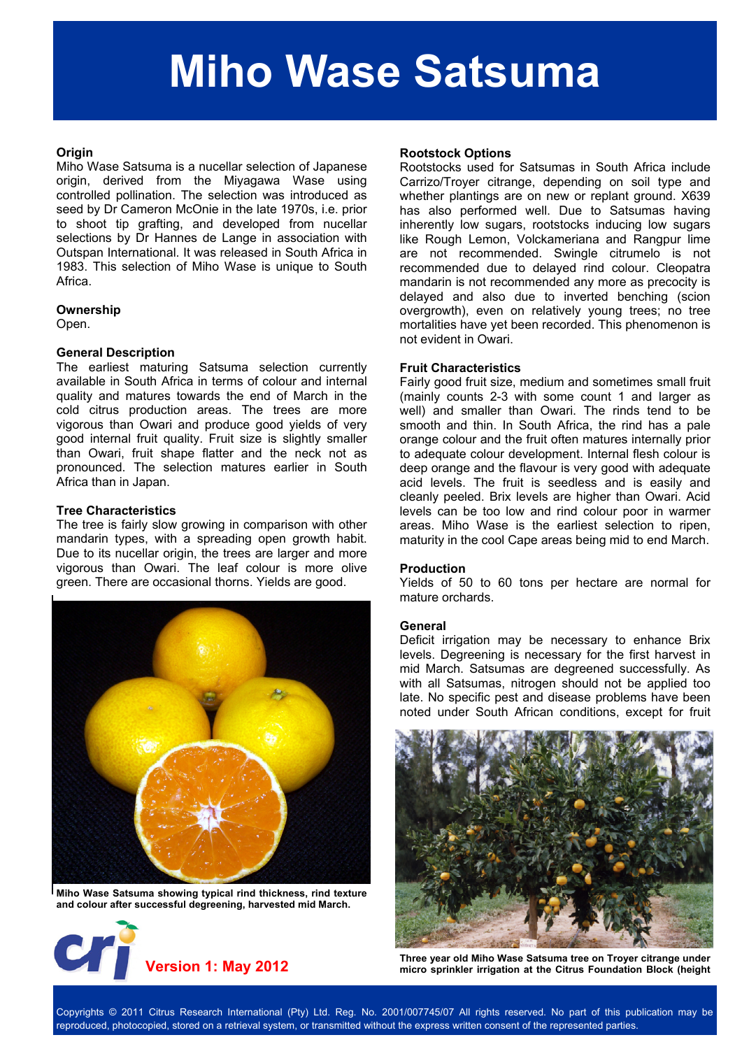# Miho Wase Satsuma

## Origin

Miho Wase Satsuma is a nucellar selection of Japanese origin, derived from the Miyagawa Wase using controlled pollination. The selection was introduced as seed by Dr Cameron McOnie in the late 1970s, i.e. prior to shoot tip grafting, and developed from nucellar selections by Dr Hannes de Lange in association with Outspan International. It was released in South Africa in 1983. This selection of Miho Wase is unique to South Africa.

## Ownership

Open.

## General Description

The earliest maturing Satsuma selection currently available in South Africa in terms of colour and internal quality and matures towards the end of March in the cold citrus production areas. The trees are more vigorous than Owari and produce good yields of very good internal fruit quality. Fruit size is slightly smaller than Owari, fruit shape flatter and the neck not as pronounced. The selection matures earlier in South Africa than in Japan.

## Tree Characteristics

The tree is fairly slow growing in comparison with other mandarin types, with a spreading open growth habit. Due to its nucellar origin, the trees are larger and more vigorous than Owari. The leaf colour is more olive green. There are occasional thorns. Yields are good.

**Miho Wase Satsuma showing typical rind thickness, rind texture and colour after successful degreening, harvested mid March.**

**Version 1: May 2012**

## Rootstock Options

Rootstocks used for Satsumas in South Africa include Carrizo/Troyer citrange, depending on soil type and whether plantings are on new or replant ground. X639 has also performed well. Due to Satsumas having inherently low sugars, rootstocks inducing low sugars like Rough Lemon, Volckameriana and Rangpur lime are not recommended. Swingle citrumelo is not recommended due to delayed rind colour. Cleopatra mandarin is not recommended any more as precocity is delayed and also due to inverted benching (scion overgrowth), even on relatively young trees; no tree mortalities have yet been recorded. This phenomenon is not evident in Owari.

## Fruit Characteristics

Fairly good fruit size, medium and sometimes small fruit (mainly counts 2-3 with some count 1 and larger as well) and smaller than Owari. The rinds tend to be smooth and thin. In South Africa, the rind has a pale orange colour and the fruit often matures internally prior to adequate colour development. Internal flesh colour is deep orange and the flavour is very good with adequate acid levels. The fruit is seedless and is easily and cleanly peeled. Brix levels are higher than Owari. Acid levels can be too low and rind colour poor in warmer areas. Miho Wase is the earliest selection to ripen, maturity in the cool Cape areas being mid to end March.

## Production

Yields of 50 to 60 tons per hectare are normal for mature orchards.

## General

Deficit irrigation may be necessary to enhance Brix levels. Degreening is necessary for the first harvest in mid March. Satsumas are degreened successfully. As with all Satsumas, nitrogen should not be applied too late. No specific pest and disease problems have been noted under South African conditions, except for fruit

**Three year old Miho Wase Satsuma tree on Troyer citrange under micro sprinkler irrigation at the Citrus Foundation Block (height**

Copyrights © 2011 Citrus Research International (Pty) Ltd. Reg. No. 2001/007745/07 All rights reserved. No part of this publication may be reproduced, photocopied, stored on a retrieval system, or transmitted without the express written consent of the represented parties.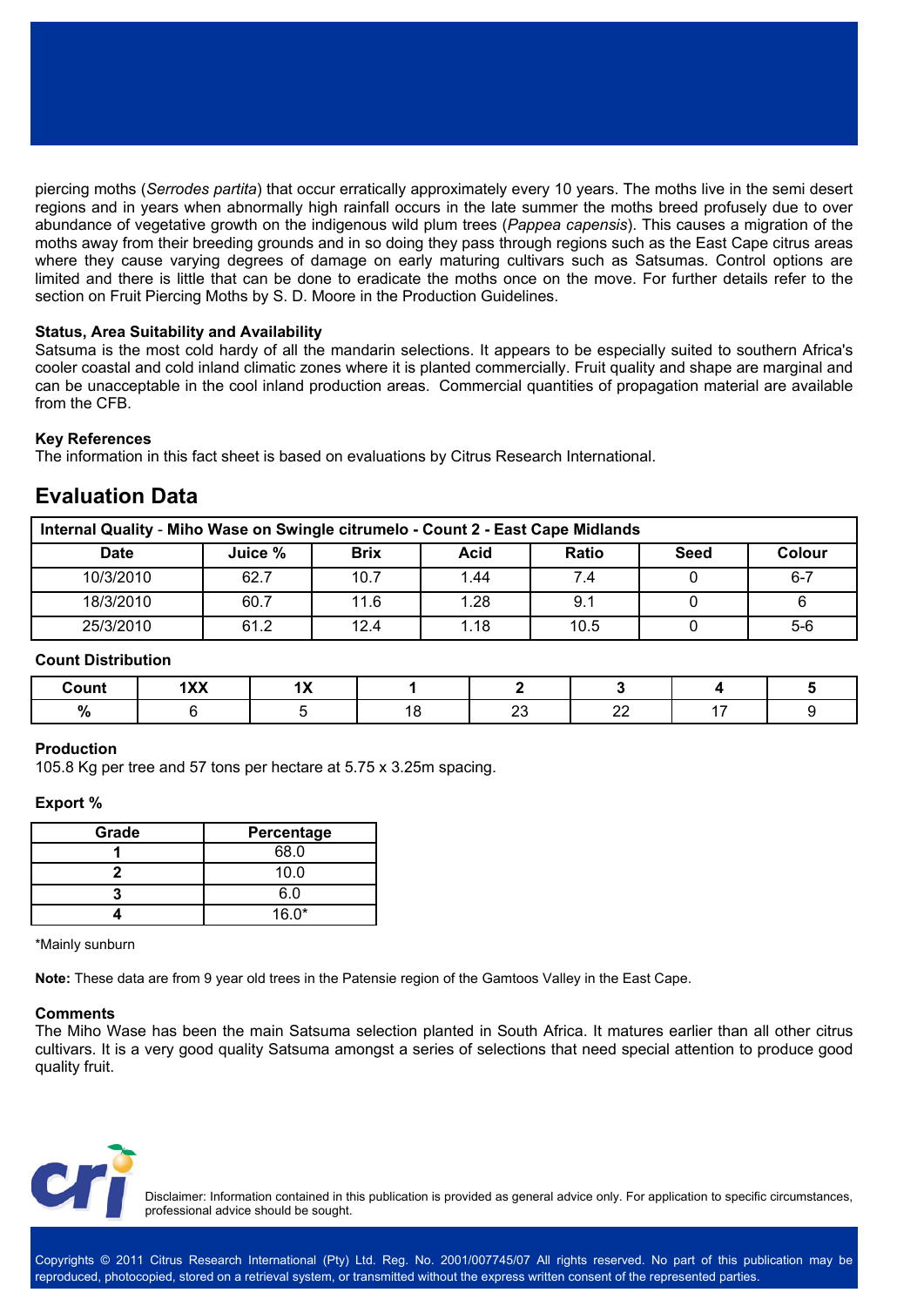piercing moths (*Serrodes partita*) that occur erratically approximately every 10 years. The moths live in the semi desert regions and in years when abnormally high rainfall occurs in the late summer the moths breed profusely due to over abundance of vegetative growth on the indigenous wild plum trees (*Pappea capensis*). This causes a migration of the moths away from their breeding grounds and in so doing they pass through regions such as the East Cape citrus areas where they cause varying degrees of damage on early maturing cultivars such as Satsumas. Control options are limited and there is little that can be done to eradicate the moths once on the move. For further details refer to the section on Fruit Piercing Moths by S. D. Moore in the Production Guidelines.

**Status, Area Suitability and Availability**

Satsuma is the most cold hardy of all the mandarin selections. It appears to be especially suited to southern Africa's cooler coastal and cold inland climatic zones where it is planted commercially. Fruit quality and shape are marginal and can be unacceptable in the cool inland production areas. Commercial quantities of propagation material are available from the CFB.

**Key References**

The information in this fact sheet is based on evaluations by Citrus Research International.

## Evaluation Data

**Internal Quality - Miho Wase on Swingle citrumelo - Count 2 - East Cape Midlands**

| Date | Juice % | Brix | Acid | Ratio | Seed | Colour |
|---|---|---|---|---|---|---|
| 10/3/2010 | 62.7 | 10.7 | 1.44 | 7.4 | 0 | 6-7 |
| 18/3/2010 | 60.7 | 11.6 | 1.28 | 9.1 | 0 | 6 |
| 25/3/2010 | 61.2 | 12.4 | 1.18 | 10.5 | 0 | 5-6 |

**Count Distribution**

| Count | 1XX | 1X | 1 | 2 | 3 | 4 | 5 |
|---|---|---|---|---|---|---|---|
| % | 6 | 5 | 18 | 23 | 22 | 17 | 9 |

**Production**

105.8 Kg per tree and 57 tons per hectare at 5.75 x 3.25m spacing.

**Export %**

| Grade | Percentage |
|---|---|
| 1 | 68.0 |
| 2 | 10.0 |
| 3 | 6.0 |
| 4 | 16.0* |

*Mainly sunburn

**Note:** These data are from 9 year old trees in the Patensie region of the Gamtoos Valley in the East Cape.

**Comments**

The Miho Wase has been the main Satsuma selection planted in South Africa. It matures earlier than all other citrus cultivars. It is a very good quality Satsuma amongst a series of selections that need special attention to produce good quality fruit.

Disclaimer: Information contained in this publication is provided as general advice only. For application to specific circumstances, professional advice should be sought.

Copyrights © 2011 Citrus Research International (Pty) Ltd. Reg. No. 2001/007745/07 All rights reserved. No part of this publication may be reproduced, photocopied, stored on a retrieval system, or transmitted without the express written consent of the represented parties.